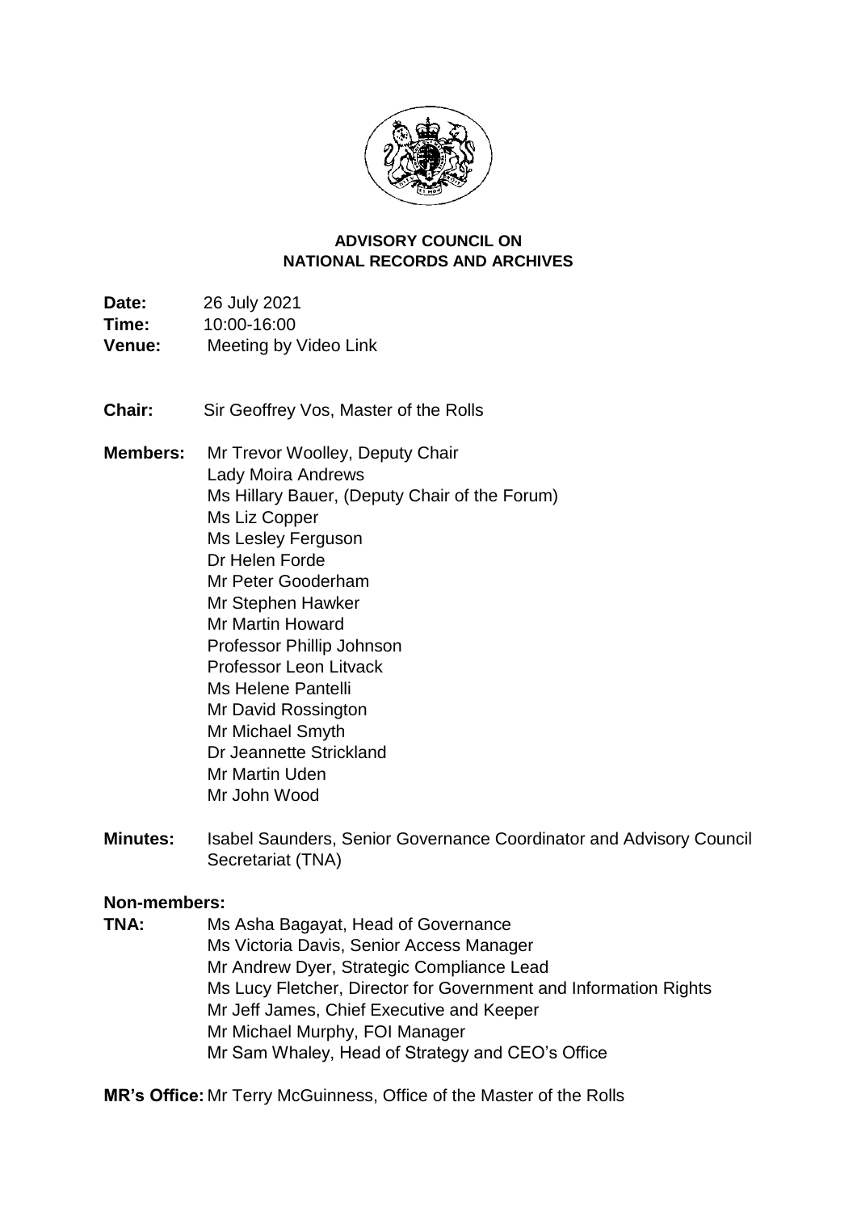**ADVISORY COUNCIL ON NATIONAL RECORDS AND ARCHIVES**

**Date:** 26 July 2021
**Time:** 10:00-16:00
**Venue:** Meeting by Video Link

**Chair:** Sir Geoffrey Vos, Master of the Rolls

**Members:** Mr Trevor Woolley, Deputy Chair
Lady Moira Andrews
Ms Hillary Bauer, (Deputy Chair of the Forum)
Ms Liz Copper
Ms Lesley Ferguson
Dr Helen Forde
Mr Peter Gooderham
Mr Stephen Hawker
Mr Martin Howard
Professor Phillip Johnson
Professor Leon Litvack
Ms Helene Pantelli
Mr David Rossington
Mr Michael Smyth
Dr Jeannette Strickland
Mr Martin Uden
Mr John Wood

**Minutes:** Isabel Saunders, Senior Governance Coordinator and Advisory Council Secretariat (TNA)

**Non-members:**

**TNA:** Ms Asha Bagayat, Head of Governance
Ms Victoria Davis, Senior Access Manager
Mr Andrew Dyer, Strategic Compliance Lead
Ms Lucy Fletcher, Director for Government and Information Rights
Mr Jeff James, Chief Executive and Keeper
Mr Michael Murphy, FOI Manager
Mr Sam Whaley, Head of Strategy and CEO's Office

**MR's Office:** Mr Terry McGuinness, Office of the Master of the Rolls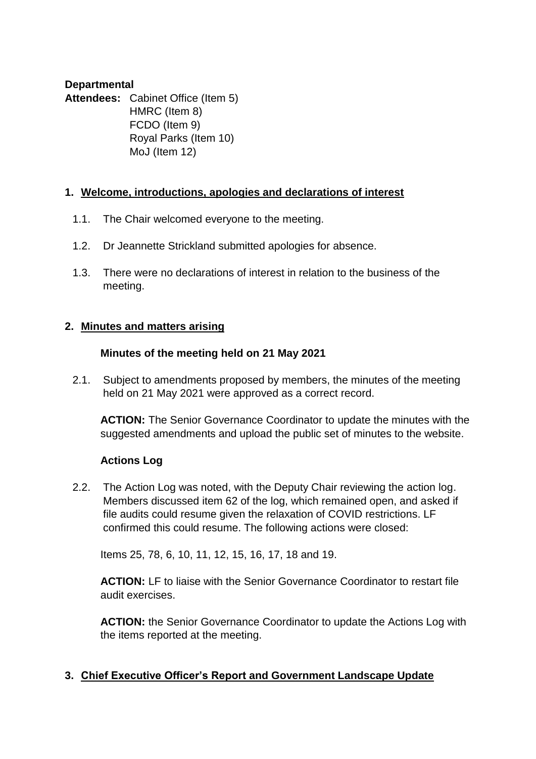**Departmental Attendees:** Cabinet Office (Item 5)
HMRC (Item 8)
FCDO (Item 9)
Royal Parks (Item 10)
MoJ (Item 12)

## 1. Welcome, introductions, apologies and declarations of interest

1.1. The Chair welcomed everyone to the meeting.

1.2. Dr Jeannette Strickland submitted apologies for absence.

1.3. There were no declarations of interest in relation to the business of the meeting.

## 2. Minutes and matters arising

### Minutes of the meeting held on 21 May 2021

2.1. Subject to amendments proposed by members, the minutes of the meeting held on 21 May 2021 were approved as a correct record.

**ACTION:** The Senior Governance Coordinator to update the minutes with the suggested amendments and upload the public set of minutes to the website.

### Actions Log

2.2. The Action Log was noted, with the Deputy Chair reviewing the action log. Members discussed item 62 of the log, which remained open, and asked if file audits could resume given the relaxation of COVID restrictions. LF confirmed this could resume. The following actions were closed:

Items 25, 78, 6, 10, 11, 12, 15, 16, 17, 18 and 19.

**ACTION:** LF to liaise with the Senior Governance Coordinator to restart file audit exercises.

**ACTION:** the Senior Governance Coordinator to update the Actions Log with the items reported at the meeting.

## 3. Chief Executive Officer's Report and Government Landscape Update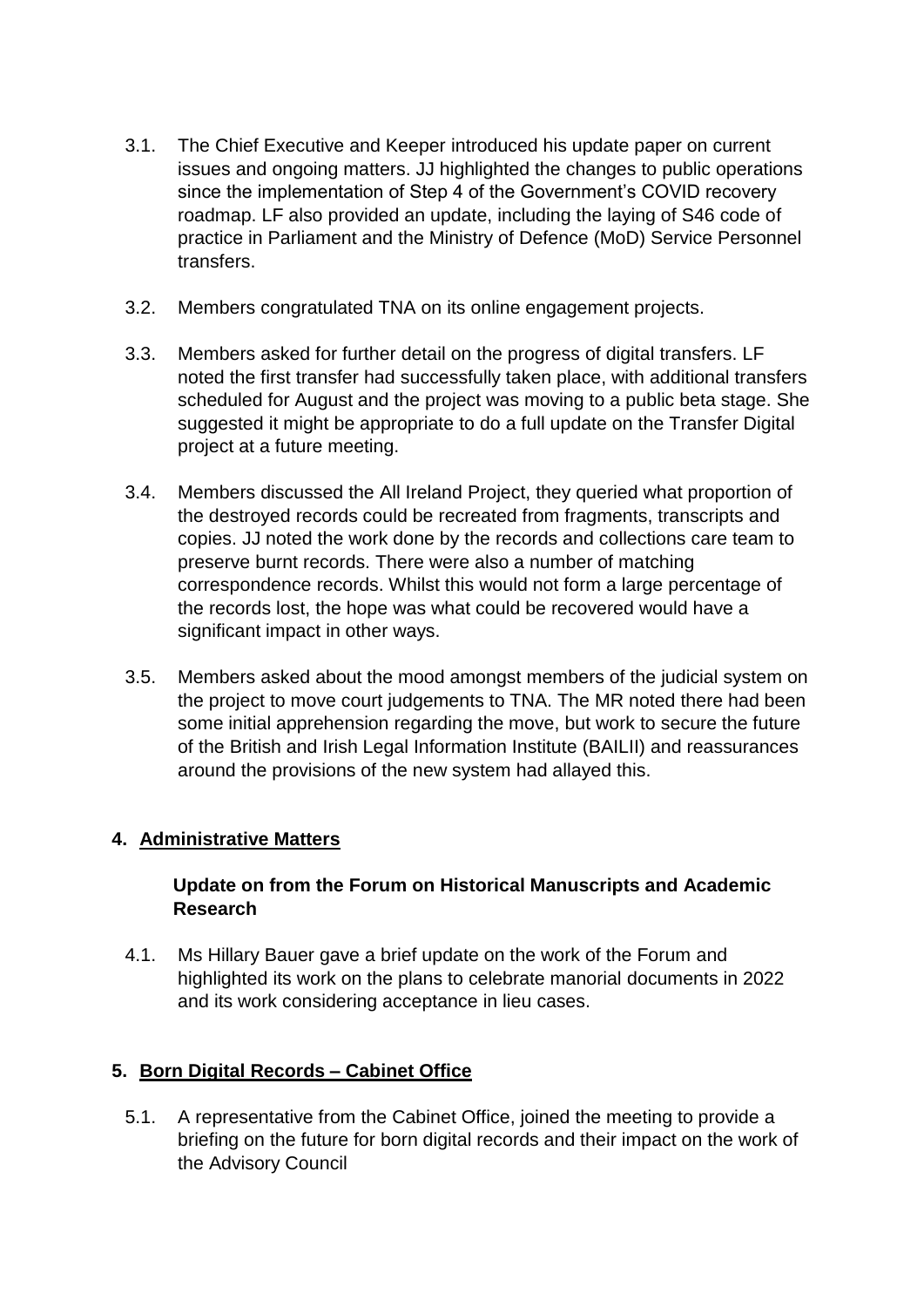3.1. The Chief Executive and Keeper introduced his update paper on current issues and ongoing matters. JJ highlighted the changes to public operations since the implementation of Step 4 of the Government's COVID recovery roadmap. LF also provided an update, including the laying of S46 code of practice in Parliament and the Ministry of Defence (MoD) Service Personnel transfers.

3.2. Members congratulated TNA on its online engagement projects.

3.3. Members asked for further detail on the progress of digital transfers. LF noted the first transfer had successfully taken place, with additional transfers scheduled for August and the project was moving to a public beta stage. She suggested it might be appropriate to do a full update on the Transfer Digital project at a future meeting.

3.4. Members discussed the All Ireland Project, they queried what proportion of the destroyed records could be recreated from fragments, transcripts and copies. JJ noted the work done by the records and collections care team to preserve burnt records. There were also a number of matching correspondence records. Whilst this would not form a large percentage of the records lost, the hope was what could be recovered would have a significant impact in other ways.

3.5. Members asked about the mood amongst members of the judicial system on the project to move court judgements to TNA. The MR noted there had been some initial apprehension regarding the move, but work to secure the future of the British and Irish Legal Information Institute (BAILII) and reassurances around the provisions of the new system had allayed this.

## 4. Administrative Matters

### Update on from the Forum on Historical Manuscripts and Academic Research

4.1. Ms Hillary Bauer gave a brief update on the work of the Forum and highlighted its work on the plans to celebrate manorial documents in 2022 and its work considering acceptance in lieu cases.

## 5. Born Digital Records – Cabinet Office

5.1. A representative from the Cabinet Office, joined the meeting to provide a briefing on the future for born digital records and their impact on the work of the Advisory Council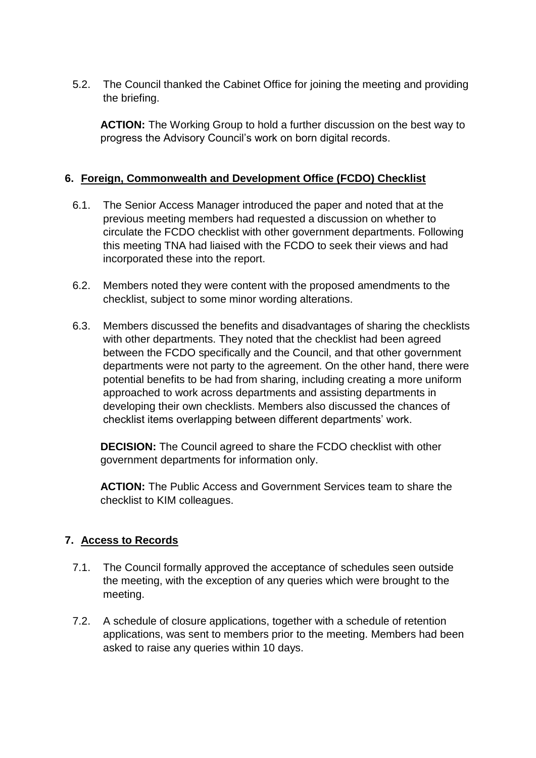5.2. The Council thanked the Cabinet Office for joining the meeting and providing the briefing.

**ACTION:** The Working Group to hold a further discussion on the best way to progress the Advisory Council's work on born digital records.

## 6. Foreign, Commonwealth and Development Office (FCDO) Checklist

6.1. The Senior Access Manager introduced the paper and noted that at the previous meeting members had requested a discussion on whether to circulate the FCDO checklist with other government departments. Following this meeting TNA had liaised with the FCDO to seek their views and had incorporated these into the report.

6.2. Members noted they were content with the proposed amendments to the checklist, subject to some minor wording alterations.

6.3. Members discussed the benefits and disadvantages of sharing the checklists with other departments. They noted that the checklist had been agreed between the FCDO specifically and the Council, and that other government departments were not party to the agreement. On the other hand, there were potential benefits to be had from sharing, including creating a more uniform approached to work across departments and assisting departments in developing their own checklists. Members also discussed the chances of checklist items overlapping between different departments' work.

**DECISION:** The Council agreed to share the FCDO checklist with other government departments for information only.

**ACTION:** The Public Access and Government Services team to share the checklist to KIM colleagues.

## 7. Access to Records

7.1. The Council formally approved the acceptance of schedules seen outside the meeting, with the exception of any queries which were brought to the meeting.

7.2. A schedule of closure applications, together with a schedule of retention applications, was sent to members prior to the meeting. Members had been asked to raise any queries within 10 days.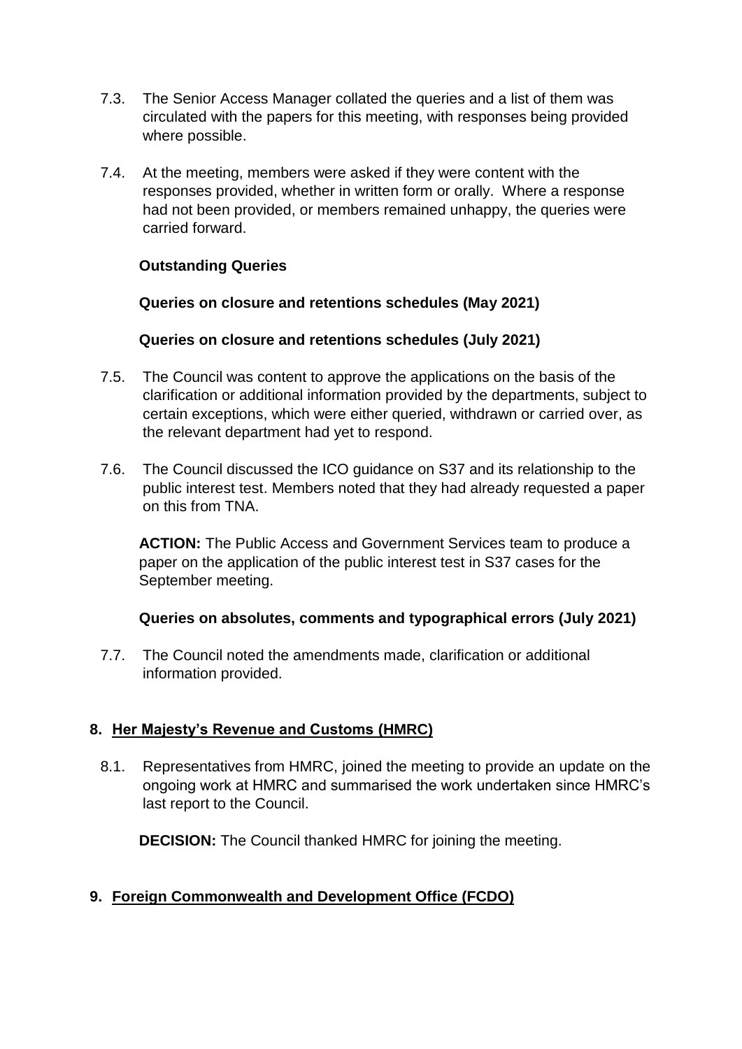7.3. The Senior Access Manager collated the queries and a list of them was circulated with the papers for this meeting, with responses being provided where possible.

7.4. At the meeting, members were asked if they were content with the responses provided, whether in written form or orally. Where a response had not been provided, or members remained unhappy, the queries were carried forward.

**Outstanding Queries**

**Queries on closure and retentions schedules (May 2021)**

**Queries on closure and retentions schedules (July 2021)**

7.5. The Council was content to approve the applications on the basis of the clarification or additional information provided by the departments, subject to certain exceptions, which were either queried, withdrawn or carried over, as the relevant department had yet to respond.

7.6. The Council discussed the ICO guidance on S37 and its relationship to the public interest test. Members noted that they had already requested a paper on this from TNA.

**ACTION:** The Public Access and Government Services team to produce a paper on the application of the public interest test in S37 cases for the September meeting.

**Queries on absolutes, comments and typographical errors (July 2021)**

7.7. The Council noted the amendments made, clarification or additional information provided.

## 8. Her Majesty's Revenue and Customs (HMRC)

8.1. Representatives from HMRC, joined the meeting to provide an update on the ongoing work at HMRC and summarised the work undertaken since HMRC's last report to the Council.

**DECISION:** The Council thanked HMRC for joining the meeting.

## 9. Foreign Commonwealth and Development Office (FCDO)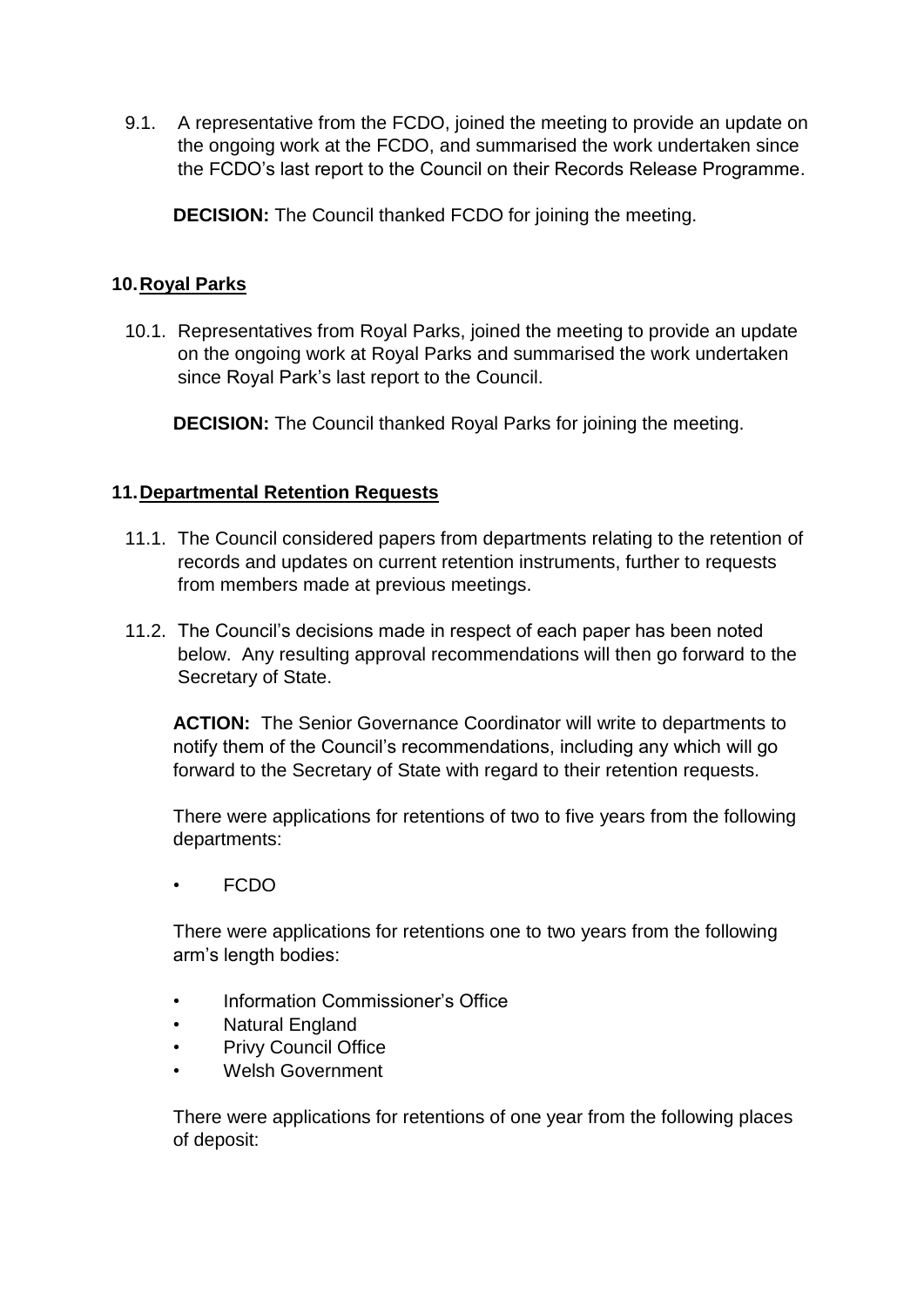9.1. A representative from the FCDO, joined the meeting to provide an update on the ongoing work at the FCDO, and summarised the work undertaken since the FCDO's last report to the Council on their Records Release Programme.

**DECISION:** The Council thanked FCDO for joining the meeting.

## 10. Royal Parks

10.1. Representatives from Royal Parks, joined the meeting to provide an update on the ongoing work at Royal Parks and summarised the work undertaken since Royal Park's last report to the Council.

**DECISION:** The Council thanked Royal Parks for joining the meeting.

## 11. Departmental Retention Requests

11.1. The Council considered papers from departments relating to the retention of records and updates on current retention instruments, further to requests from members made at previous meetings.

11.2. The Council's decisions made in respect of each paper has been noted below. Any resulting approval recommendations will then go forward to the Secretary of State.

**ACTION:** The Senior Governance Coordinator will write to departments to notify them of the Council's recommendations, including any which will go forward to the Secretary of State with regard to their retention requests.

There were applications for retentions of two to five years from the following departments:

- FCDO

There were applications for retentions one to two years from the following arm's length bodies:

- Information Commissioner's Office
- Natural England
- Privy Council Office
- Welsh Government

There were applications for retentions of one year from the following places of deposit: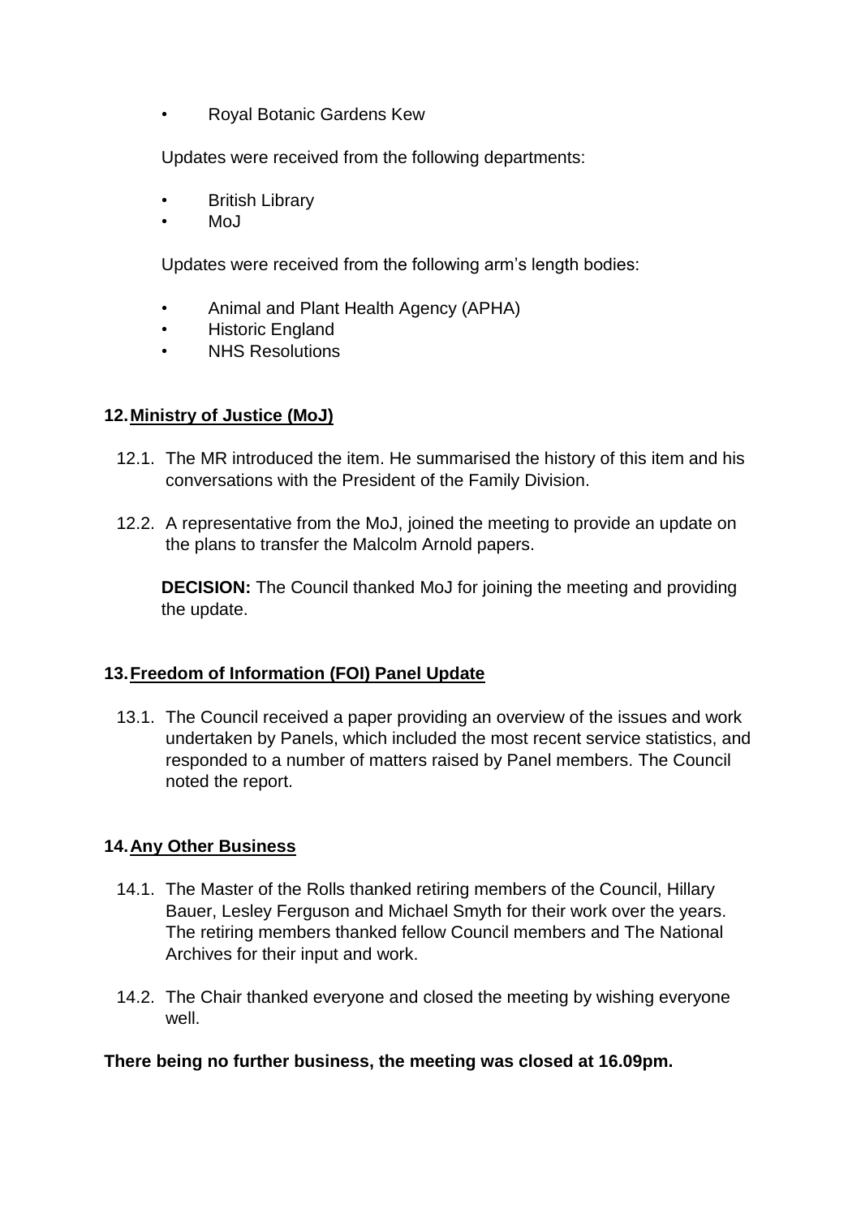- Royal Botanic Gardens Kew

Updates were received from the following departments:

- British Library
- MoJ

Updates were received from the following arm's length bodies:

- Animal and Plant Health Agency (APHA)
- Historic England
- NHS Resolutions

## 12. Ministry of Justice (MoJ)

12.1. The MR introduced the item. He summarised the history of this item and his conversations with the President of the Family Division.

12.2. A representative from the MoJ, joined the meeting to provide an update on the plans to transfer the Malcolm Arnold papers.

**DECISION:** The Council thanked MoJ for joining the meeting and providing the update.

## 13. Freedom of Information (FOI) Panel Update

13.1. The Council received a paper providing an overview of the issues and work undertaken by Panels, which included the most recent service statistics, and responded to a number of matters raised by Panel members. The Council noted the report.

## 14. Any Other Business

14.1. The Master of the Rolls thanked retiring members of the Council, Hillary Bauer, Lesley Ferguson and Michael Smyth for their work over the years. The retiring members thanked fellow Council members and The National Archives for their input and work.

14.2. The Chair thanked everyone and closed the meeting by wishing everyone well.

**There being no further business, the meeting was closed at 16.09pm.**